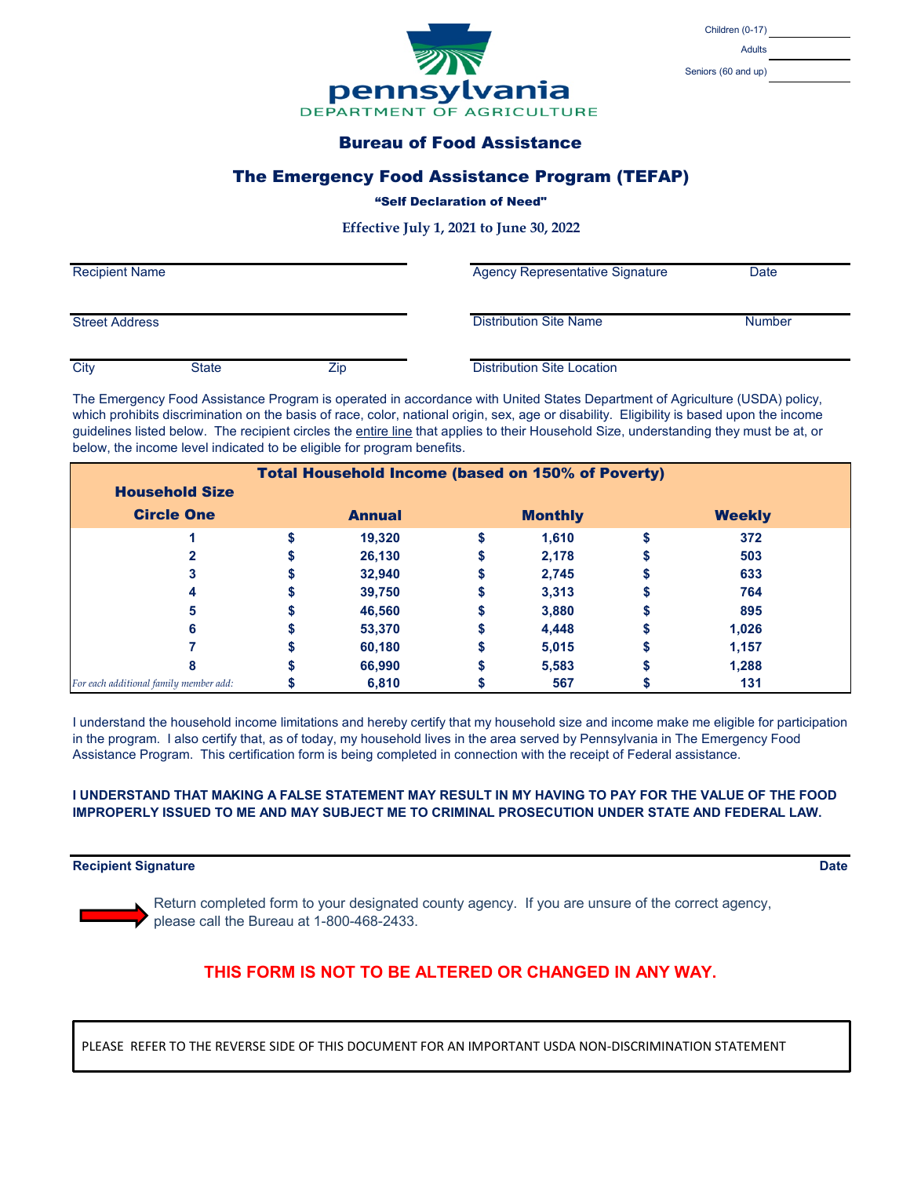Children (0-17) ______

Adults ______

Seniors (60 and up) ______

pennsylvania
DEPARTMENT OF AGRICULTURE

## Bureau of Food Assistance

## The Emergency Food Assistance Program (TEFAP)

**"Self Declaration of Need"**

**Effective July 1, 2021 to June 30, 2022**

| | |
|---|---|
| Recipient Name | Agency Representative Signature / Date |
| Street Address | Distribution Site Name / Number |
| City / State / Zip | Distribution Site Location |

The Emergency Food Assistance Program is operated in accordance with United States Department of Agriculture (USDA) policy, which prohibits discrimination on the basis of race, color, national origin, sex, age or disability. Eligibility is based upon the income guidelines listed below. The recipient circles the entire line that applies to their Household Size, understanding they must be at, or below, the income level indicated to be eligible for program benefits.

| Household Size Circle One | Total Household Income (based on 150% of Poverty) Annual | Monthly | Weekly |
|---|---|---|---|
| 1 | $ 19,320 | $ 1,610 | $ 372 |
| 2 | $ 26,130 | $ 2,178 | $ 503 |
| 3 | $ 32,940 | $ 2,745 | $ 633 |
| 4 | $ 39,750 | $ 3,313 | $ 764 |
| 5 | $ 46,560 | $ 3,880 | $ 895 |
| 6 | $ 53,370 | $ 4,448 | $ 1,026 |
| 7 | $ 60,180 | $ 5,015 | $ 1,157 |
| 8 | $ 66,990 | $ 5,583 | $ 1,288 |
| *For each additional family member add:* | $ 6,810 | $ 567 | $ 131 |

I understand the household income limitations and hereby certify that my household size and income make me eligible for participation in the program. I also certify that, as of today, my household lives in the area served by Pennsylvania in The Emergency Food Assistance Program. This certification form is being completed in connection with the receipt of Federal assistance.

**I UNDERSTAND THAT MAKING A FALSE STATEMENT MAY RESULT IN MY HAVING TO PAY FOR THE VALUE OF THE FOOD IMPROPERLY ISSUED TO ME AND MAY SUBJECT ME TO CRIMINAL PROSECUTION UNDER STATE AND FEDERAL LAW.**

**Recipient Signature** **Date**

Return completed form to your designated county agency. If you are unsure of the correct agency, please call the Bureau at 1-800-468-2433.

**THIS FORM IS NOT TO BE ALTERED OR CHANGED IN ANY WAY.**

PLEASE REFER TO THE REVERSE SIDE OF THIS DOCUMENT FOR AN IMPORTANT USDA NON-DISCRIMINATION STATEMENT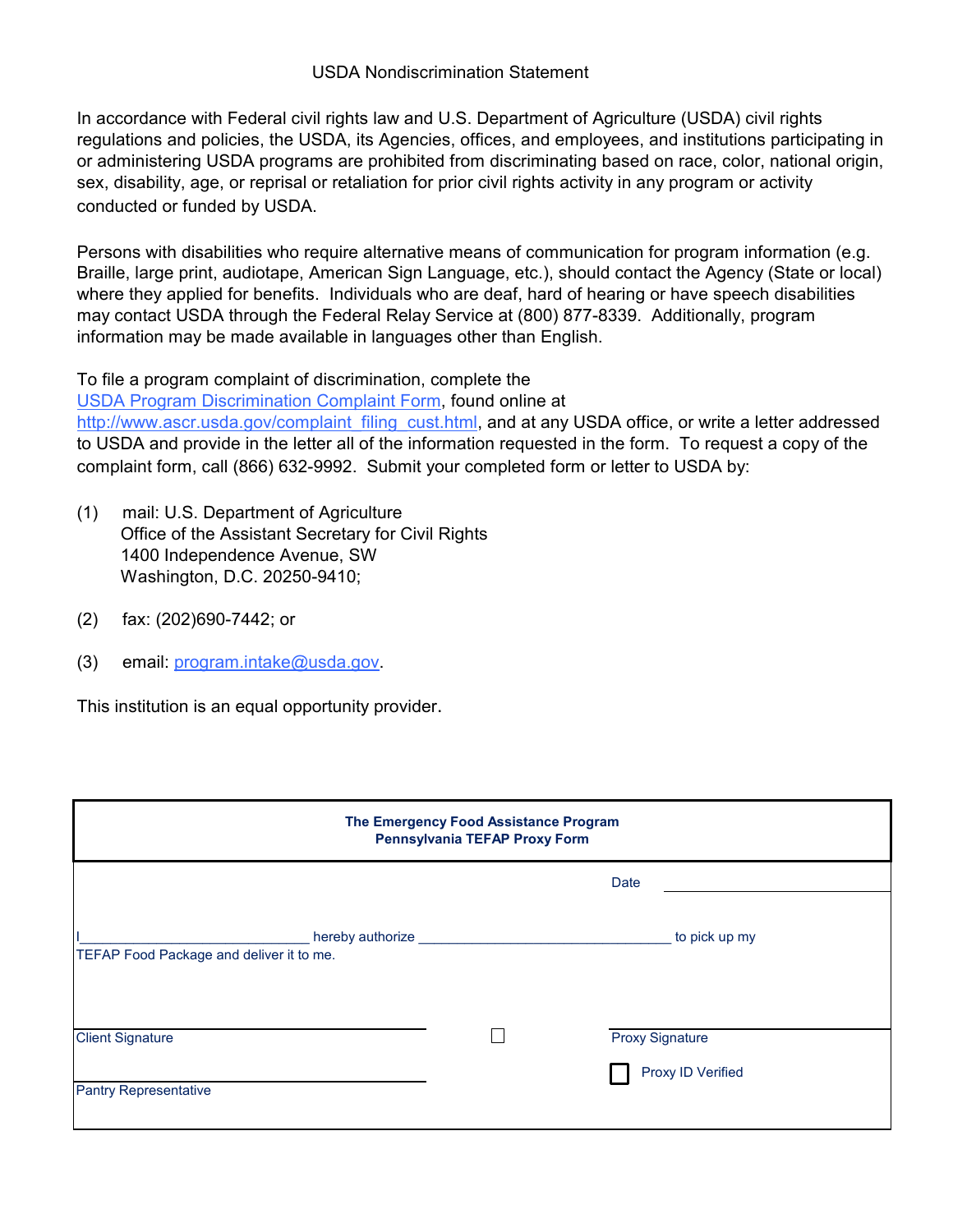USDA Nondiscrimination Statement

In accordance with Federal civil rights law and U.S. Department of Agriculture (USDA) civil rights regulations and policies, the USDA, its Agencies, offices, and employees, and institutions participating in or administering USDA programs are prohibited from discriminating based on race, color, national origin, sex, disability, age, or reprisal or retaliation for prior civil rights activity in any program or activity conducted or funded by USDA.

Persons with disabilities who require alternative means of communication for program information (e.g. Braille, large print, audiotape, American Sign Language, etc.), should contact the Agency (State or local) where they applied for benefits. Individuals who are deaf, hard of hearing or have speech disabilities may contact USDA through the Federal Relay Service at (800) 877-8339. Additionally, program information may be made available in languages other than English.

To file a program complaint of discrimination, complete the USDA Program Discrimination Complaint Form, found online at http://www.ascr.usda.gov/complaint_filing_cust.html, and at any USDA office, or write a letter addressed to USDA and provide in the letter all of the information requested in the form. To request a copy of the complaint form, call (866) 632-9992. Submit your completed form or letter to USDA by:

(1) mail: U.S. Department of Agriculture
Office of the Assistant Secretary for Civil Rights
1400 Independence Avenue, SW
Washington, D.C. 20250-9410;

(2) fax: (202)690-7442; or

(3) email: program.intake@usda.gov.

This institution is an equal opportunity provider.

**The Emergency Food Assistance Program**
**Pennsylvania TEFAP Proxy Form**

Date ______________________

I ______________________ hereby authorize ______________________ to pick up my TEFAP Food Package and deliver it to me.

______________________ ☐ ______________________
Client Signature Proxy Signature

______________________ ☐ Proxy ID Verified
Pantry Representative